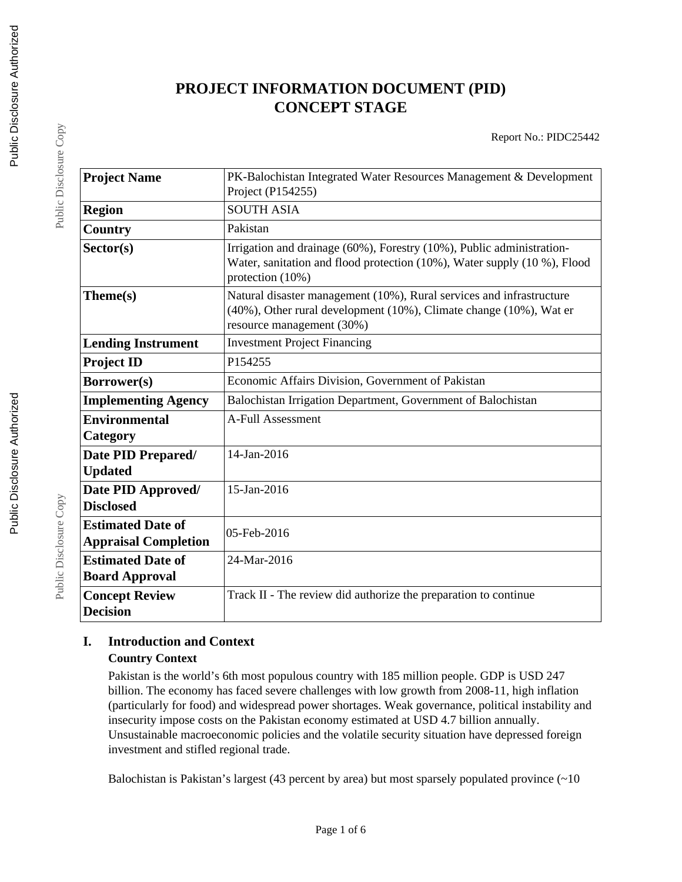# PROJECT INFORMATION DOCUMENT (PID) CONCEPT STAGE

Report No.: PIDC25442

| Project Name | PK-Balochistan Integrated Water Resources Management & Development Project (P154255) |
| --- | --- |
| Region | SOUTH ASIA |
| Country | Pakistan |
| Sector(s) | Irrigation and drainage (60%), Forestry (10%), Public administration-Water, sanitation and flood protection (10%), Water supply (10 %), Flood protection (10%) |
| Theme(s) | Natural disaster management (10%), Rural services and infrastructure (40%), Other rural development (10%), Climate change (10%), Wat er resource management (30%) |
| Lending Instrument | Investment Project Financing |
| Project ID | P154255 |
| Borrower(s) | Economic Affairs Division, Government of Pakistan |
| Implementing Agency | Balochistan Irrigation Department, Government of Balochistan |
| Environmental Category | A-Full Assessment |
| Date PID Prepared/ Updated | 14-Jan-2016 |
| Date PID Approved/ Disclosed | 15-Jan-2016 |
| Estimated Date of Appraisal Completion | 05-Feb-2016 |
| Estimated Date of Board Approval | 24-Mar-2016 |
| Concept Review Decision | Track II - The review did authorize the preparation to continue |

## I. Introduction and Context

### Country Context

Pakistan is the world's 6th most populous country with 185 million people. GDP is USD 247 billion. The economy has faced severe challenges with low growth from 2008-11, high inflation (particularly for food) and widespread power shortages. Weak governance, political instability and insecurity impose costs on the Pakistan economy estimated at USD 4.7 billion annually. Unsustainable macroeconomic policies and the volatile security situation have depressed foreign investment and stifled regional trade.

Balochistan is Pakistan's largest (43 percent by area) but most sparsely populated province (~10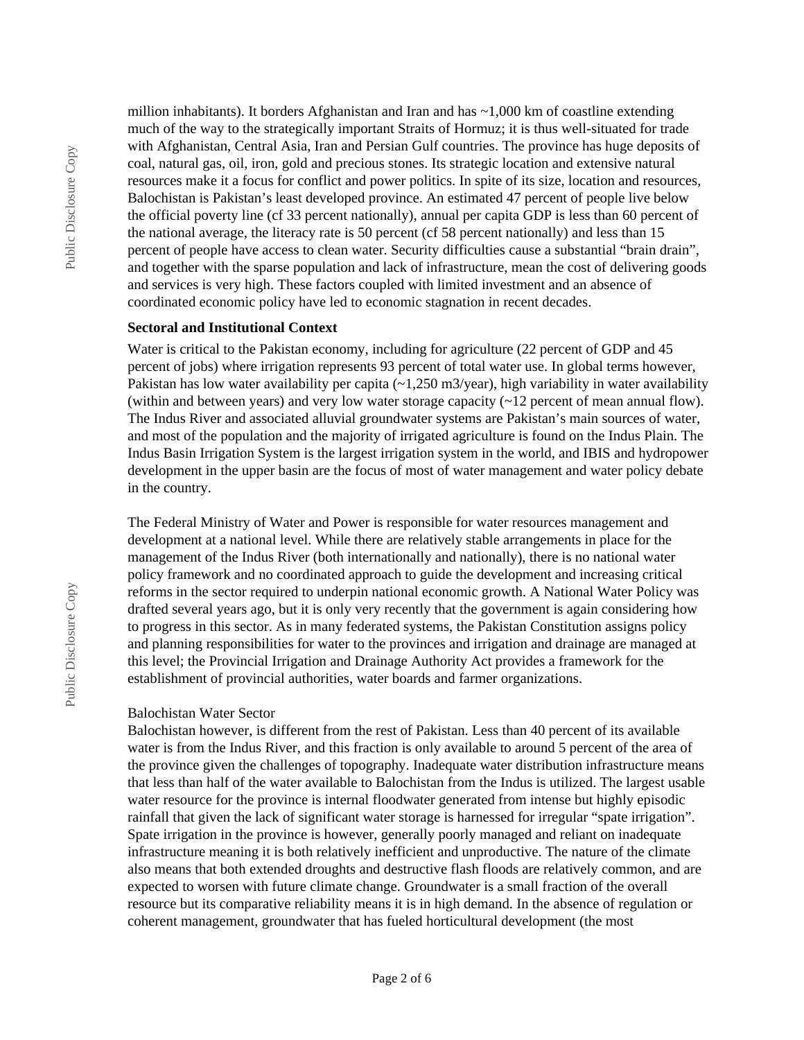million inhabitants). It borders Afghanistan and Iran and has ~1,000 km of coastline extending much of the way to the strategically important Straits of Hormuz; it is thus well-situated for trade with Afghanistan, Central Asia, Iran and Persian Gulf countries. The province has huge deposits of coal, natural gas, oil, iron, gold and precious stones. Its strategic location and extensive natural resources make it a focus for conflict and power politics. In spite of its size, location and resources, Balochistan is Pakistan's least developed province. An estimated 47 percent of people live below the official poverty line (cf 33 percent nationally), annual per capita GDP is less than 60 percent of the national average, the literacy rate is 50 percent (cf 58 percent nationally) and less than 15 percent of people have access to clean water. Security difficulties cause a substantial "brain drain", and together with the sparse population and lack of infrastructure, mean the cost of delivering goods and services is very high. These factors coupled with limited investment and an absence of coordinated economic policy have led to economic stagnation in recent decades.

**Sectoral and Institutional Context**

Water is critical to the Pakistan economy, including for agriculture (22 percent of GDP and 45 percent of jobs) where irrigation represents 93 percent of total water use. In global terms however, Pakistan has low water availability per capita (~1,250 m3/year), high variability in water availability (within and between years) and very low water storage capacity (~12 percent of mean annual flow). The Indus River and associated alluvial groundwater systems are Pakistan's main sources of water, and most of the population and the majority of irrigated agriculture is found on the Indus Plain. The Indus Basin Irrigation System is the largest irrigation system in the world, and IBIS and hydropower development in the upper basin are the focus of most of water management and water policy debate in the country.

The Federal Ministry of Water and Power is responsible for water resources management and development at a national level. While there are relatively stable arrangements in place for the management of the Indus River (both internationally and nationally), there is no national water policy framework and no coordinated approach to guide the development and increasing critical reforms in the sector required to underpin national economic growth. A National Water Policy was drafted several years ago, but it is only very recently that the government is again considering how to progress in this sector. As in many federated systems, the Pakistan Constitution assigns policy and planning responsibilities for water to the provinces and irrigation and drainage are managed at this level; the Provincial Irrigation and Drainage Authority Act provides a framework for the establishment of provincial authorities, water boards and farmer organizations.

Balochistan Water Sector

Balochistan however, is different from the rest of Pakistan. Less than 40 percent of its available water is from the Indus River, and this fraction is only available to around 5 percent of the area of the province given the challenges of topography. Inadequate water distribution infrastructure means that less than half of the water available to Balochistan from the Indus is utilized. The largest usable water resource for the province is internal floodwater generated from intense but highly episodic rainfall that given the lack of significant water storage is harnessed for irregular "spate irrigation". Spate irrigation in the province is however, generally poorly managed and reliant on inadequate infrastructure meaning it is both relatively inefficient and unproductive. The nature of the climate also means that both extended droughts and destructive flash floods are relatively common, and are expected to worsen with future climate change. Groundwater is a small fraction of the overall resource but its comparative reliability means it is in high demand. In the absence of regulation or coherent management, groundwater that has fueled horticultural development (the most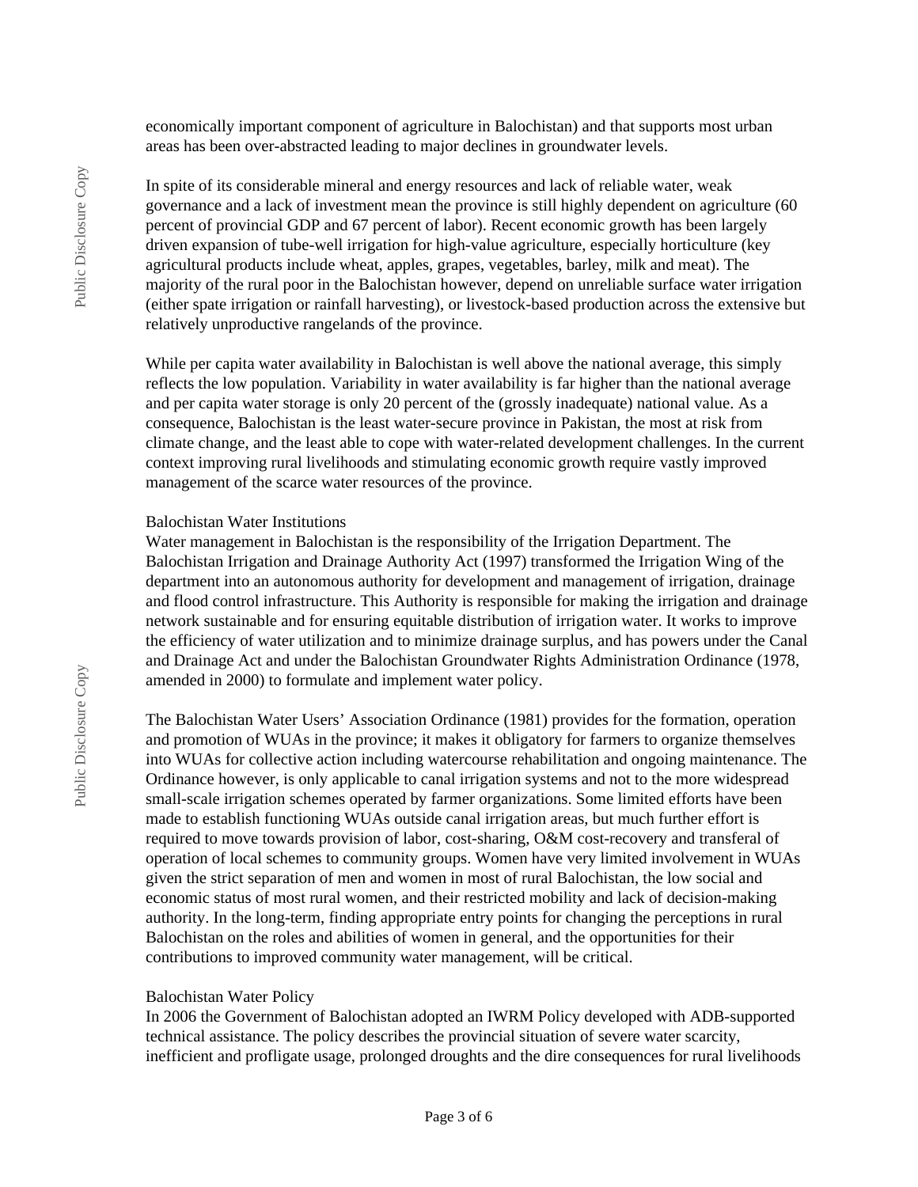economically important component of agriculture in Balochistan) and that supports most urban areas has been over-abstracted leading to major declines in groundwater levels.

In spite of its considerable mineral and energy resources and lack of reliable water, weak governance and a lack of investment mean the province is still highly dependent on agriculture (60 percent of provincial GDP and 67 percent of labor). Recent economic growth has been largely driven expansion of tube-well irrigation for high-value agriculture, especially horticulture (key agricultural products include wheat, apples, grapes, vegetables, barley, milk and meat). The majority of the rural poor in the Balochistan however, depend on unreliable surface water irrigation (either spate irrigation or rainfall harvesting), or livestock-based production across the extensive but relatively unproductive rangelands of the province.

While per capita water availability in Balochistan is well above the national average, this simply reflects the low population. Variability in water availability is far higher than the national average and per capita water storage is only 20 percent of the (grossly inadequate) national value. As a consequence, Balochistan is the least water-secure province in Pakistan, the most at risk from climate change, and the least able to cope with water-related development challenges. In the current context improving rural livelihoods and stimulating economic growth require vastly improved management of the scarce water resources of the province.

Balochistan Water Institutions

Water management in Balochistan is the responsibility of the Irrigation Department. The Balochistan Irrigation and Drainage Authority Act (1997) transformed the Irrigation Wing of the department into an autonomous authority for development and management of irrigation, drainage and flood control infrastructure. This Authority is responsible for making the irrigation and drainage network sustainable and for ensuring equitable distribution of irrigation water. It works to improve the efficiency of water utilization and to minimize drainage surplus, and has powers under the Canal and Drainage Act and under the Balochistan Groundwater Rights Administration Ordinance (1978, amended in 2000) to formulate and implement water policy.

The Balochistan Water Users' Association Ordinance (1981) provides for the formation, operation and promotion of WUAs in the province; it makes it obligatory for farmers to organize themselves into WUAs for collective action including watercourse rehabilitation and ongoing maintenance. The Ordinance however, is only applicable to canal irrigation systems and not to the more widespread small-scale irrigation schemes operated by farmer organizations. Some limited efforts have been made to establish functioning WUAs outside canal irrigation areas, but much further effort is required to move towards provision of labor, cost-sharing, O&M cost-recovery and transferal of operation of local schemes to community groups. Women have very limited involvement in WUAs given the strict separation of men and women in most of rural Balochistan, the low social and economic status of most rural women, and their restricted mobility and lack of decision-making authority. In the long-term, finding appropriate entry points for changing the perceptions in rural Balochistan on the roles and abilities of women in general, and the opportunities for their contributions to improved community water management, will be critical.

Balochistan Water Policy

In 2006 the Government of Balochistan adopted an IWRM Policy developed with ADB-supported technical assistance. The policy describes the provincial situation of severe water scarcity, inefficient and profligate usage, prolonged droughts and the dire consequences for rural livelihoods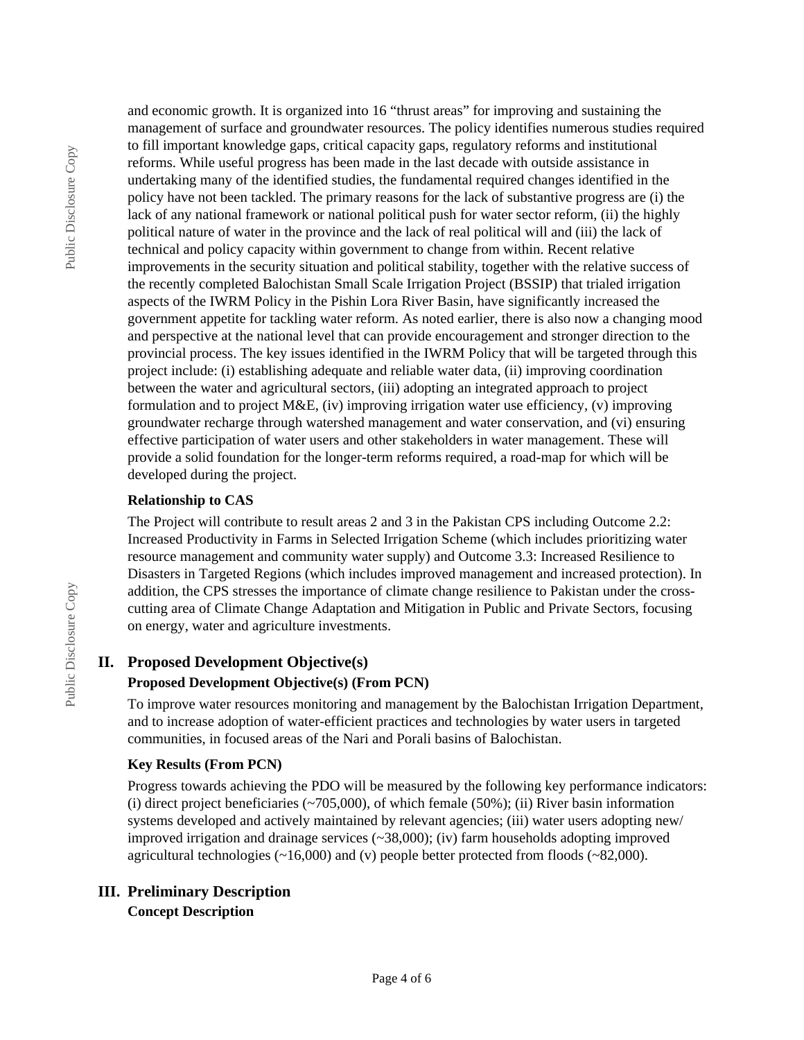and economic growth. It is organized into 16 "thrust areas" for improving and sustaining the management of surface and groundwater resources. The policy identifies numerous studies required to fill important knowledge gaps, critical capacity gaps, regulatory reforms and institutional reforms. While useful progress has been made in the last decade with outside assistance in undertaking many of the identified studies, the fundamental required changes identified in the policy have not been tackled. The primary reasons for the lack of substantive progress are (i) the lack of any national framework or national political push for water sector reform, (ii) the highly political nature of water in the province and the lack of real political will and (iii) the lack of technical and policy capacity within government to change from within. Recent relative improvements in the security situation and political stability, together with the relative success of the recently completed Balochistan Small Scale Irrigation Project (BSSIP) that trialed irrigation aspects of the IWRM Policy in the Pishin Lora River Basin, have significantly increased the government appetite for tackling water reform. As noted earlier, there is also now a changing mood and perspective at the national level that can provide encouragement and stronger direction to the provincial process. The key issues identified in the IWRM Policy that will be targeted through this project include: (i) establishing adequate and reliable water data, (ii) improving coordination between the water and agricultural sectors, (iii) adopting an integrated approach to project formulation and to project M&E, (iv) improving irrigation water use efficiency, (v) improving groundwater recharge through watershed management and water conservation, and (vi) ensuring effective participation of water users and other stakeholders in water management. These will provide a solid foundation for the longer-term reforms required, a road-map for which will be developed during the project.

**Relationship to CAS**

The Project will contribute to result areas 2 and 3 in the Pakistan CPS including Outcome 2.2: Increased Productivity in Farms in Selected Irrigation Scheme (which includes prioritizing water resource management and community water supply) and Outcome 3.3: Increased Resilience to Disasters in Targeted Regions (which includes improved management and increased protection). In addition, the CPS stresses the importance of climate change resilience to Pakistan under the cross-cutting area of Climate Change Adaptation and Mitigation in Public and Private Sectors, focusing on energy, water and agriculture investments.

## II. Proposed Development Objective(s)

**Proposed Development Objective(s) (From PCN)**

To improve water resources monitoring and management by the Balochistan Irrigation Department, and to increase adoption of water-efficient practices and technologies by water users in targeted communities, in focused areas of the Nari and Porali basins of Balochistan.

**Key Results (From PCN)**

Progress towards achieving the PDO will be measured by the following key performance indicators: (i) direct project beneficiaries (~705,000), of which female (50%); (ii) River basin information systems developed and actively maintained by relevant agencies; (iii) water users adopting new/ improved irrigation and drainage services (~38,000); (iv) farm households adopting improved agricultural technologies (~16,000) and (v) people better protected from floods (~82,000).

## III. Preliminary Description

**Concept Description**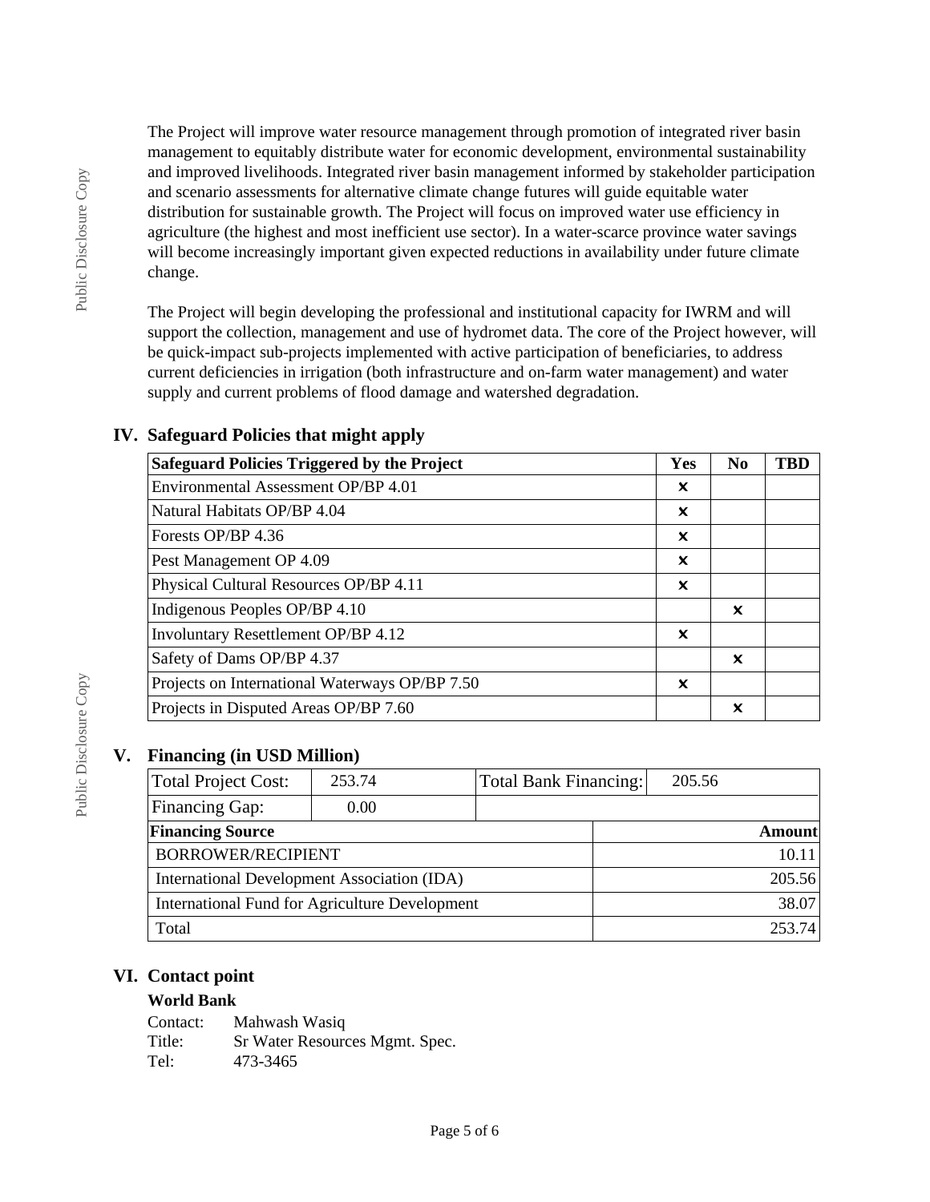The Project will improve water resource management through promotion of integrated river basin management to equitably distribute water for economic development, environmental sustainability and improved livelihoods. Integrated river basin management informed by stakeholder participation and scenario assessments for alternative climate change futures will guide equitable water distribution for sustainable growth. The Project will focus on improved water use efficiency in agriculture (the highest and most inefficient use sector). In a water-scarce province water savings will become increasingly important given expected reductions in availability under future climate change.

The Project will begin developing the professional and institutional capacity for IWRM and will support the collection, management and use of hydromet data. The core of the Project however, will be quick-impact sub-projects implemented with active participation of beneficiaries, to address current deficiencies in irrigation (both infrastructure and on-farm water management) and water supply and current problems of flood damage and watershed degradation.

## IV. Safeguard Policies that might apply

| Safeguard Policies Triggered by the Project | Yes | No | TBD |
| --- | --- | --- | --- |
| Environmental Assessment OP/BP 4.01 | × | | |
| Natural Habitats OP/BP 4.04 | × | | |
| Forests OP/BP 4.36 | × | | |
| Pest Management OP 4.09 | × | | |
| Physical Cultural Resources OP/BP 4.11 | × | | |
| Indigenous Peoples OP/BP 4.10 | | × | |
| Involuntary Resettlement OP/BP 4.12 | × | | |
| Safety of Dams OP/BP 4.37 | | × | |
| Projects on International Waterways OP/BP 7.50 | × | | |
| Projects in Disputed Areas OP/BP 7.60 | | × | |

## V. Financing (in USD Million)

| Total Project Cost: | 253.74 | Total Bank Financing: | 205.56 |
| --- | --- | --- | --- |
| Financing Gap: | 0.00 | | |

| Financing Source | Amount |
| --- | --- |
| BORROWER/RECIPIENT | 10.11 |
| International Development Association (IDA) | 205.56 |
| International Fund for Agriculture Development | 38.07 |
| Total | 253.74 |

## VI. Contact point

### World Bank

Contact: Mahwash Wasiq
Title: Sr Water Resources Mgmt. Spec.
Tel: 473-3465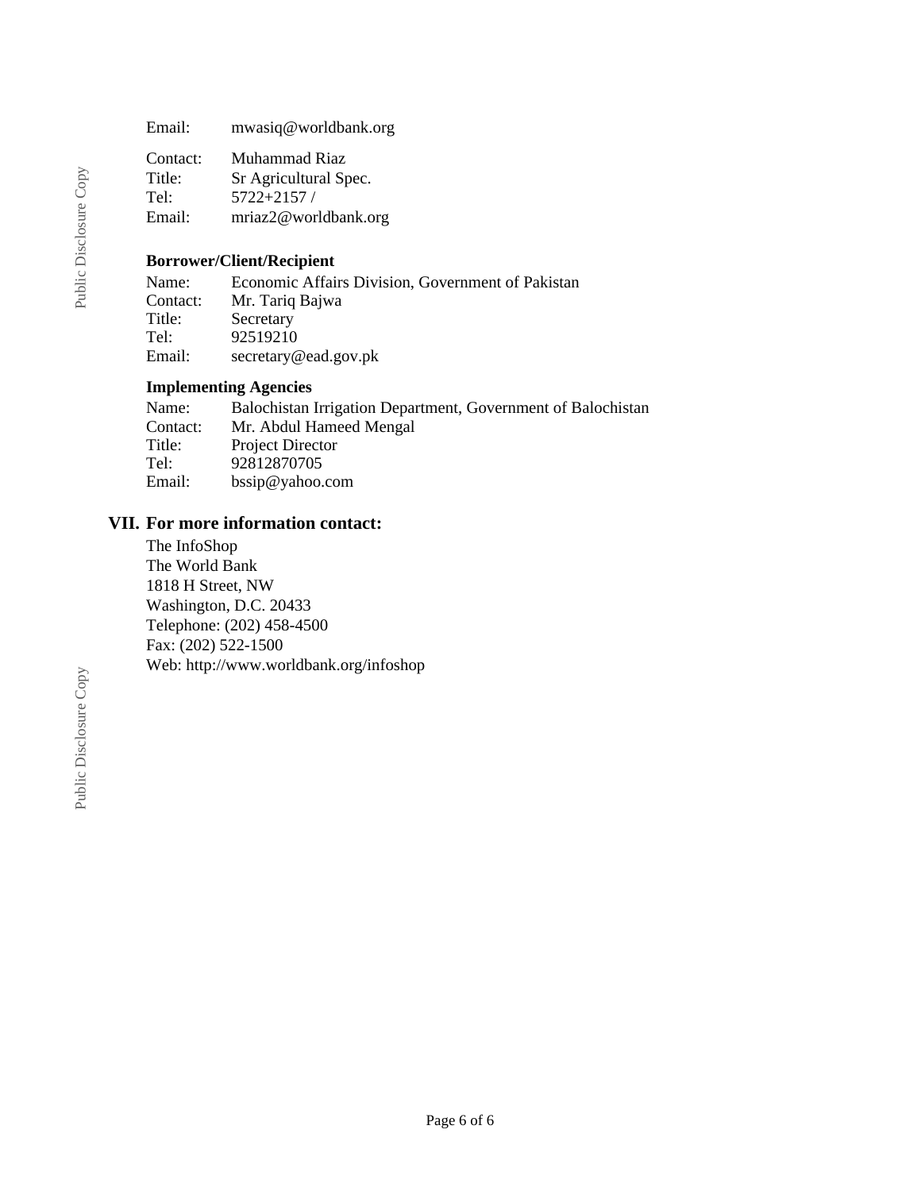Email: mwasiq@worldbank.org

Contact: Muhammad Riaz
Title: Sr Agricultural Spec.
Tel: 5722+2157 /
Email: mriaz2@worldbank.org

**Borrower/Client/Recipient**

Name: Economic Affairs Division, Government of Pakistan
Contact: Mr. Tariq Bajwa
Title: Secretary
Tel: 92519210
Email: secretary@ead.gov.pk

**Implementing Agencies**

Name: Balochistan Irrigation Department, Government of Balochistan
Contact: Mr. Abdul Hameed Mengal
Title: Project Director
Tel: 92812870705
Email: bssip@yahoo.com

## VII. For more information contact:

The InfoShop
The World Bank
1818 H Street, NW
Washington, D.C. 20433
Telephone: (202) 458-4500
Fax: (202) 522-1500
Web: http://www.worldbank.org/infoshop